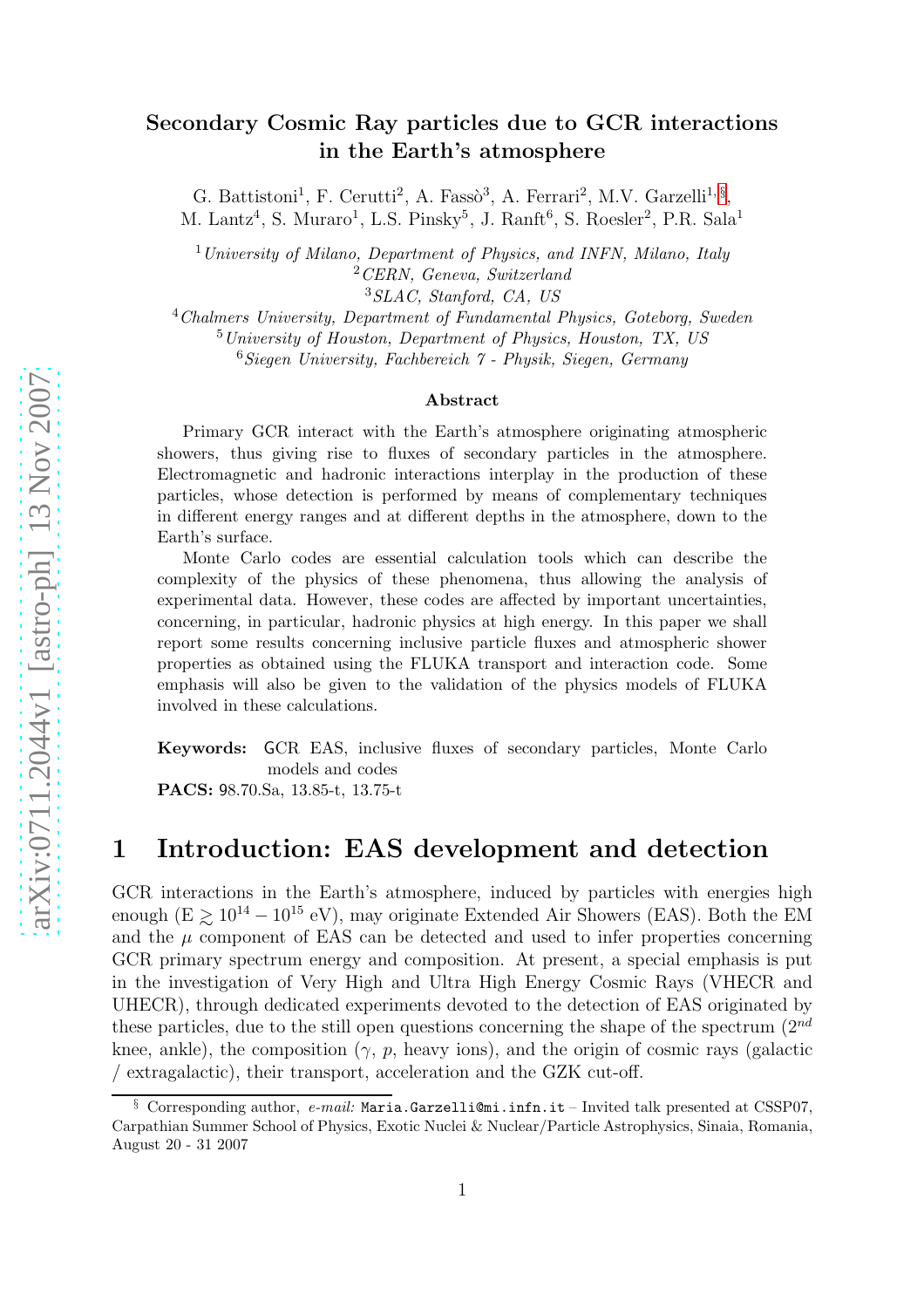# Secondary Cosmic Ray particles due to GCR interactions in the Earth's atmosphere

G. Battistoni[1], F. Cerutti[2], A. Fassò[3], A. Ferrari[2], M.V. Garzelli[1,§], M. Lantz[4], S. Muraro[1], L.S. Pinsky[5], J. Ranft[6], S. Roesler[2], P.R. Sala[1]

[1] *University of Milano, Department of Physics, and INFN, Milano, Italy*
[2] *CERN, Geneva, Switzerland*
[3] *SLAC, Stanford, CA, US*
[4] *Chalmers University, Department of Fundamental Physics, Goteborg, Sweden*
[5] *University of Houston, Department of Physics, Houston, TX, US*
[6] *Siegen University, Fachbereich 7 - Physik, Siegen, Germany*

### Abstract

Primary GCR interact with the Earth's atmosphere originating atmospheric showers, thus giving rise to fluxes of secondary particles in the atmosphere. Electromagnetic and hadronic interactions interplay in the production of these particles, whose detection is performed by means of complementary techniques in different energy ranges and at different depths in the atmosphere, down to the Earth's surface.

Monte Carlo codes are essential calculation tools which can describe the complexity of the physics of these phenomena, thus allowing the analysis of experimental data. However, these codes are affected by important uncertainties, concerning, in particular, hadronic physics at high energy. In this paper we shall report some results concerning inclusive particle fluxes and atmospheric shower properties as obtained using the FLUKA transport and interaction code. Some emphasis will also be given to the validation of the physics models of FLUKA involved in these calculations.

**Keywords:** GCR EAS, inclusive fluxes of secondary particles, Monte Carlo models and codes

**PACS:** 98.70.Sa, 13.85-t, 13.75-t

# 1 Introduction: EAS development and detection

GCR interactions in the Earth's atmosphere, induced by particles with energies high enough (E $\gtrsim 10^{14} - 10^{15}$ eV), may originate Extended Air Showers (EAS). Both the EM and the $\mu$ component of EAS can be detected and used to infer properties concerning GCR primary spectrum energy and composition. At present, a special emphasis is put in the investigation of Very High and Ultra High Energy Cosmic Rays (VHECR and UHECR), through dedicated experiments devoted to the detection of EAS originated by these particles, due to the still open questions concerning the shape of the spectrum ($2^{nd}$ knee, ankle), the composition ($\gamma$, $p$, heavy ions), and the origin of cosmic rays (galactic / extragalactic), their transport, acceleration and the GZK cut-off.

§ Corresponding author, *e-mail:* `Maria.Garzelli@mi.infn.it` – Invited talk presented at CSSP07, Carpathian Summer School of Physics, Exotic Nuclei & Nuclear/Particle Astrophysics, Sinaia, Romania, August 20 - 31 2007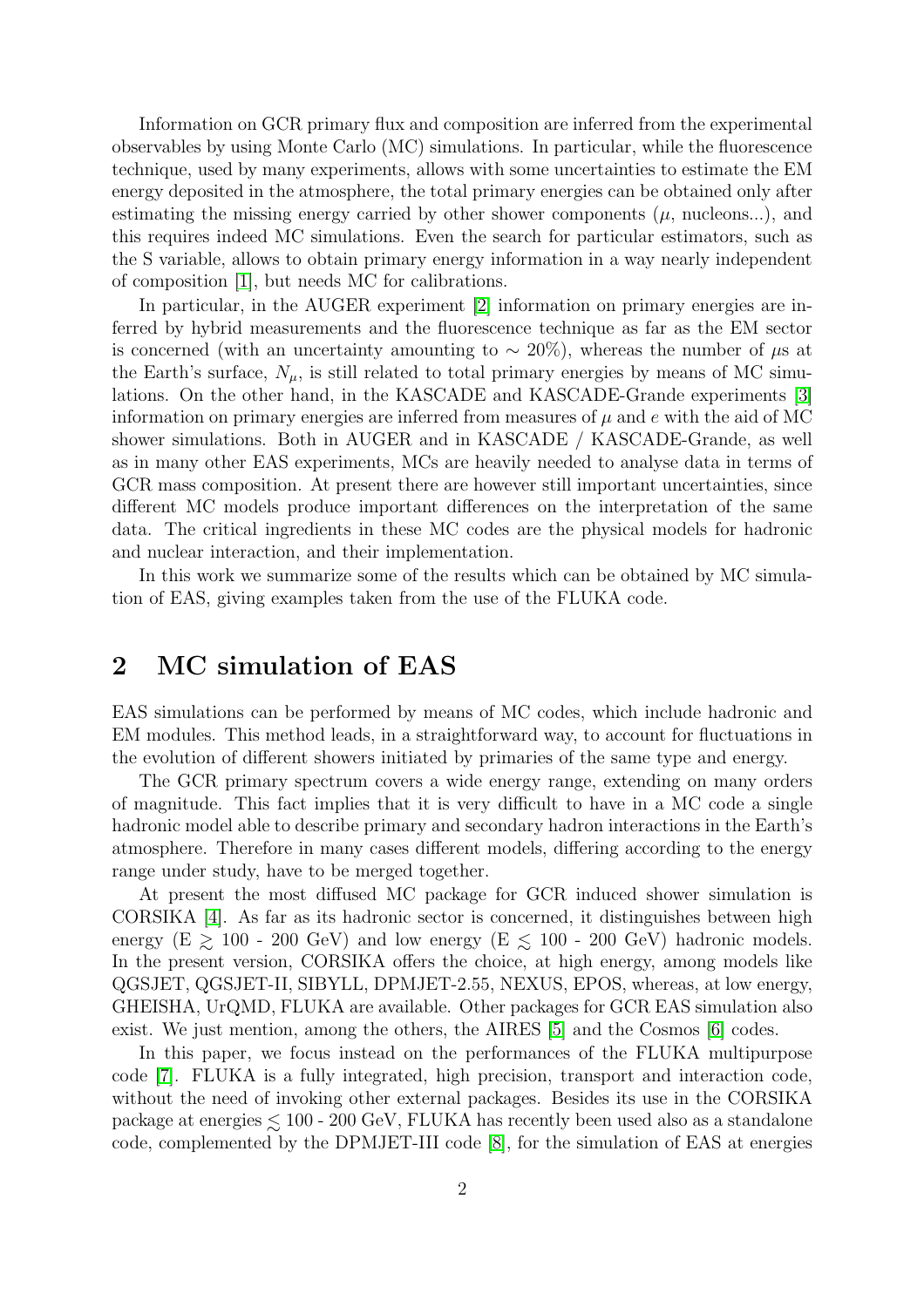Information on GCR primary flux and composition are inferred from the experimental observables by using Monte Carlo (MC) simulations. In particular, while the fluorescence technique, used by many experiments, allows with some uncertainties to estimate the EM energy deposited in the atmosphere, the total primary energies can be obtained only after estimating the missing energy carried by other shower components ($\mu$, nucleons...), and this requires indeed MC simulations. Even the search for particular estimators, such as the S variable, allows to obtain primary energy information in a way nearly independent of composition [1], but needs MC for calibrations.

In particular, in the AUGER experiment [2] information on primary energies are inferred by hybrid measurements and the fluorescence technique as far as the EM sector is concerned (with an uncertainty amounting to $\sim 20\%$), whereas the number of $\mu$s at the Earth's surface, $N_\mu$, is still related to total primary energies by means of MC simulations. On the other hand, in the KASCADE and KASCADE-Grande experiments [3] information on primary energies are inferred from measures of $\mu$ and $e$ with the aid of MC shower simulations. Both in AUGER and in KASCADE / KASCADE-Grande, as well as in many other EAS experiments, MCs are heavily needed to analyse data in terms of GCR mass composition. At present there are however still important uncertainties, since different MC models produce important differences on the interpretation of the same data. The critical ingredients in these MC codes are the physical models for hadronic and nuclear interaction, and their implementation.

In this work we summarize some of the results which can be obtained by MC simulation of EAS, giving examples taken from the use of the FLUKA code.

## 2 MC simulation of EAS

EAS simulations can be performed by means of MC codes, which include hadronic and EM modules. This method leads, in a straightforward way, to account for fluctuations in the evolution of different showers initiated by primaries of the same type and energy.

The GCR primary spectrum covers a wide energy range, extending on many orders of magnitude. This fact implies that it is very difficult to have in a MC code a single hadronic model able to describe primary and secondary hadron interactions in the Earth's atmosphere. Therefore in many cases different models, differing according to the energy range under study, have to be merged together.

At present the most diffused MC package for GCR induced shower simulation is CORSIKA [4]. As far as its hadronic sector is concerned, it distinguishes between high energy (E $\gtrsim$ 100 - 200 GeV) and low energy (E $\lesssim$ 100 - 200 GeV) hadronic models. In the present version, CORSIKA offers the choice, at high energy, among models like QGSJET, QGSJET-II, SIBYLL, DPMJET-2.55, NEXUS, EPOS, whereas, at low energy, GHEISHA, UrQMD, FLUKA are available. Other packages for GCR EAS simulation also exist. We just mention, among the others, the AIRES [5] and the Cosmos [6] codes.

In this paper, we focus instead on the performances of the FLUKA multipurpose code [7]. FLUKA is a fully integrated, high precision, transport and interaction code, without the need of invoking other external packages. Besides its use in the CORSIKA package at energies $\lesssim$ 100 - 200 GeV, FLUKA has recently been used also as a standalone code, complemented by the DPMJET-III code [8], for the simulation of EAS at energies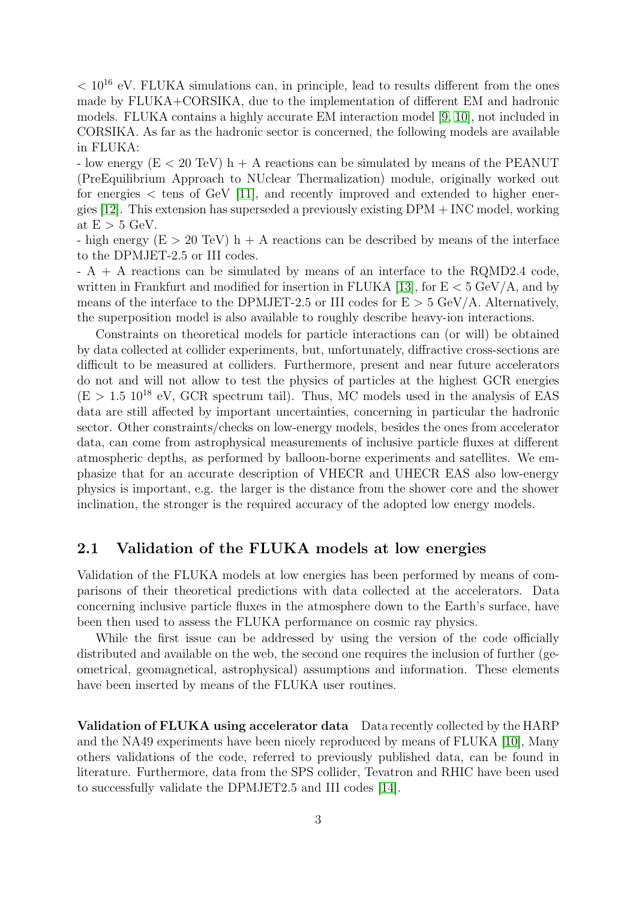$< 10^{16}$ eV. FLUKA simulations can, in principle, lead to results different from the ones made by FLUKA+CORSIKA, due to the implementation of different EM and hadronic models. FLUKA contains a highly accurate EM interaction model [9, 10], not included in CORSIKA. As far as the hadronic sector is concerned, the following models are available in FLUKA:

- low energy (E < 20 TeV) h + A reactions can be simulated by means of the PEANUT (PreEquilibrium Approach to NUclear Thermalization) module, originally worked out for energies < tens of GeV [11], and recently improved and extended to higher energies [12]. This extension has superseded a previously existing DPM + INC model, working at E > 5 GeV.
- high energy (E > 20 TeV) h + A reactions can be described by means of the interface to the DPMJET-2.5 or III codes.
- A + A reactions can be simulated by means of an interface to the RQMD2.4 code, written in Frankfurt and modified for insertion in FLUKA [13], for E < 5 GeV/A, and by means of the interface to the DPMJET-2.5 or III codes for E > 5 GeV/A. Alternatively, the superposition model is also available to roughly describe heavy-ion interactions.

Constraints on theoretical models for particle interactions can (or will) be obtained by data collected at collider experiments, but, unfortunately, diffractive cross-sections are difficult to be measured at colliders. Furthermore, present and near future accelerators do not and will not allow to test the physics of particles at the highest GCR energies (E > 1.5 $10^{18}$ eV, GCR spectrum tail). Thus, MC models used in the analysis of EAS data are still affected by important uncertainties, concerning in particular the hadronic sector. Other constraints/checks on low-energy models, besides the ones from accelerator data, can come from astrophysical measurements of inclusive particle fluxes at different atmospheric depths, as performed by balloon-borne experiments and satellites. We emphasize that for an accurate description of VHECR and UHECR EAS also low-energy physics is important, e.g. the larger is the distance from the shower core and the shower inclination, the stronger is the required accuracy of the adopted low energy models.

## 2.1 Validation of the FLUKA models at low energies

Validation of the FLUKA models at low energies has been performed by means of comparisons of their theoretical predictions with data collected at the accelerators. Data concerning inclusive particle fluxes in the atmosphere down to the Earth's surface, have been then used to assess the FLUKA performance on cosmic ray physics.

While the first issue can be addressed by using the version of the code officially distributed and available on the web, the second one requires the inclusion of further (geometrical, geomagnetical, astrophysical) assumptions and information. These elements have been inserted by means of the FLUKA user routines.

**Validation of FLUKA using accelerator data** Data recently collected by the HARP and the NA49 experiments have been nicely reproduced by means of FLUKA [10], Many others validations of the code, referred to previously published data, can be found in literature. Furthermore, data from the SPS collider, Tevatron and RHIC have been used to successfully validate the DPMJET2.5 and III codes [14].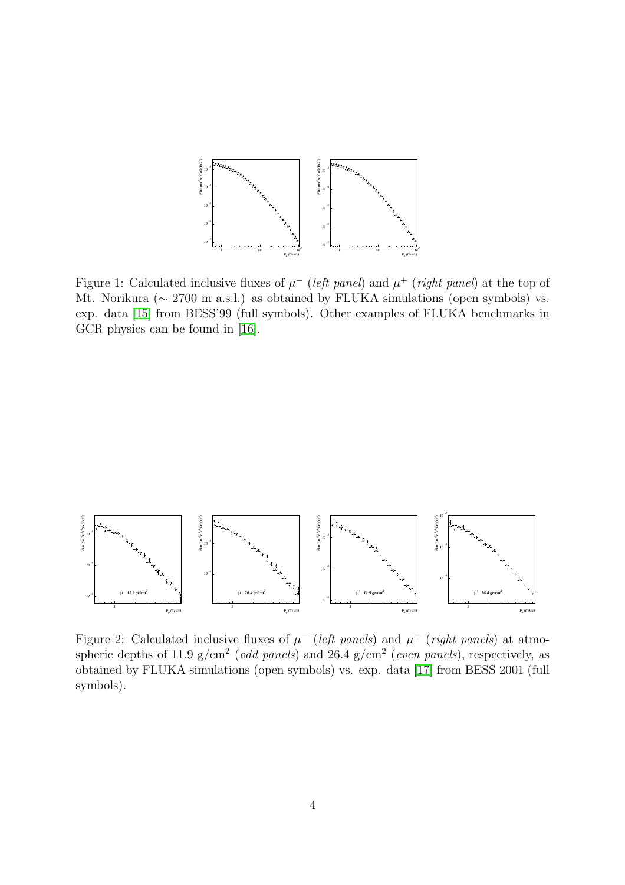Figure 1: Calculated inclusive fluxes of $\mu^-$ (*left panel*) and $\mu^+$ (*right panel*) at the top of Mt. Norikura ($\sim$ 2700 m a.s.l.) as obtained by FLUKA simulations (open symbols) vs. exp. data [15] from BESS'99 (full symbols). Other examples of FLUKA benchmarks in GCR physics can be found in [16].

Figure 2: Calculated inclusive fluxes of $\mu^-$ (*left panels*) and $\mu^+$ (*right panels*) at atmospheric depths of 11.9 g/cm$^2$ (*odd panels*) and 26.4 g/cm$^2$ (*even panels*), respectively, as obtained by FLUKA simulations (open symbols) vs. exp. data [17] from BESS 2001 (full symbols).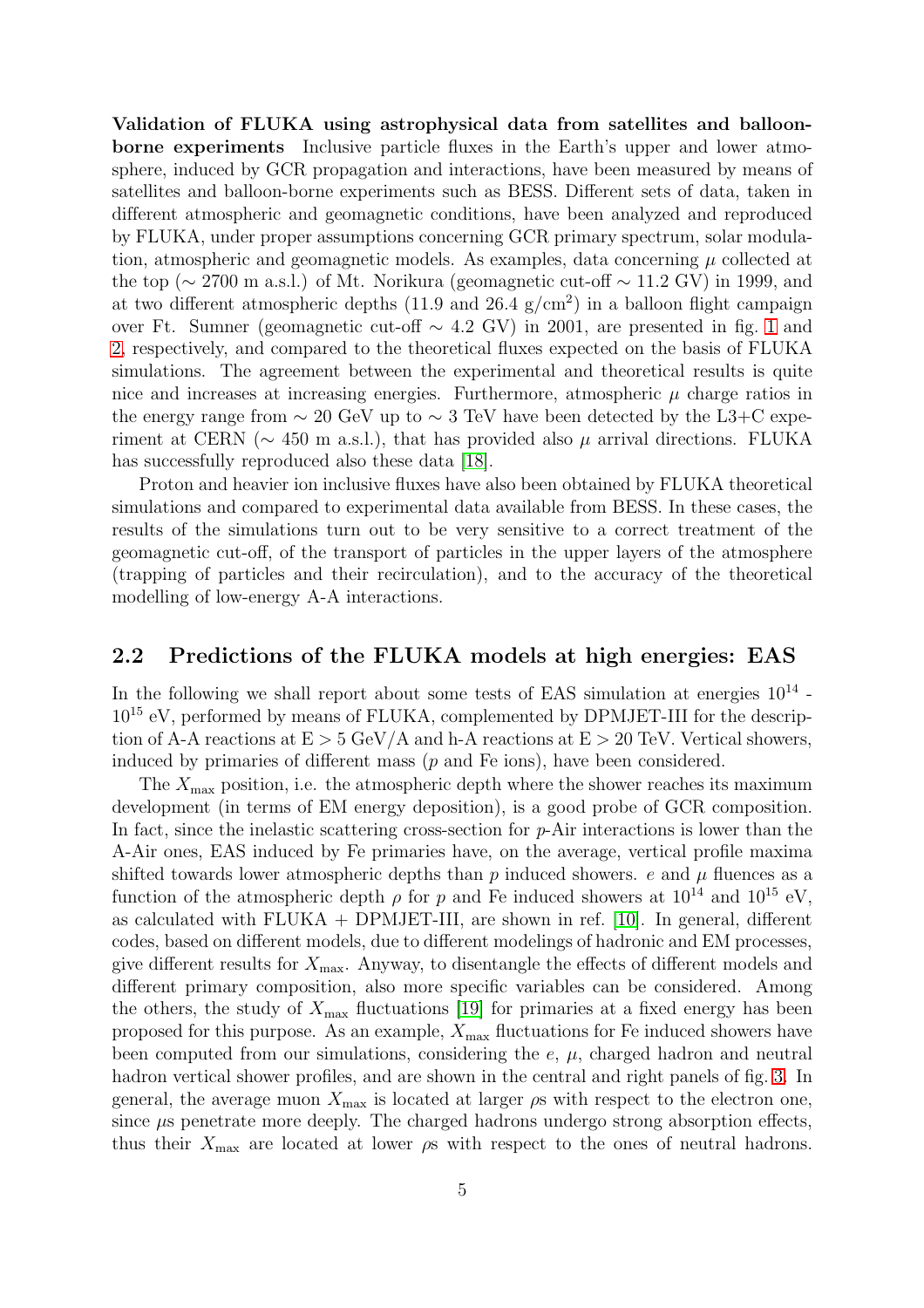**Validation of FLUKA using astrophysical data from satellites and balloon-borne experiments** Inclusive particle fluxes in the Earth's upper and lower atmosphere, induced by GCR propagation and interactions, have been measured by means of satellites and balloon-borne experiments such as BESS. Different sets of data, taken in different atmospheric and geomagnetic conditions, have been analyzed and reproduced by FLUKA, under proper assumptions concerning GCR primary spectrum, solar modulation, atmospheric and geomagnetic models. As examples, data concerning $\mu$ collected at the top ($\sim$ 2700 m a.s.l.) of Mt. Norikura (geomagnetic cut-off $\sim$ 11.2 GV) in 1999, and at two different atmospheric depths (11.9 and 26.4 g/cm$^2$) in a balloon flight campaign over Ft. Sumner (geomagnetic cut-off $\sim$ 4.2 GV) in 2001, are presented in fig. 1 and 2, respectively, and compared to the theoretical fluxes expected on the basis of FLUKA simulations. The agreement between the experimental and theoretical results is quite nice and increases at increasing energies. Furthermore, atmospheric $\mu$ charge ratios in the energy range from $\sim$ 20 GeV up to $\sim$ 3 TeV have been detected by the L3+C experiment at CERN ($\sim$ 450 m a.s.l.), that has provided also $\mu$ arrival directions. FLUKA has successfully reproduced also these data [18].

Proton and heavier ion inclusive fluxes have also been obtained by FLUKA theoretical simulations and compared to experimental data available from BESS. In these cases, the results of the simulations turn out to be very sensitive to a correct treatment of the geomagnetic cut-off, of the transport of particles in the upper layers of the atmosphere (trapping of particles and their recirculation), and to the accuracy of the theoretical modelling of low-energy A-A interactions.

## 2.2 Predictions of the FLUKA models at high energies: EAS

In the following we shall report about some tests of EAS simulation at energies $10^{14}$ - $10^{15}$ eV, performed by means of FLUKA, complemented by DPMJET-III for the description of A-A reactions at E > 5 GeV/A and h-A reactions at E > 20 TeV. Vertical showers, induced by primaries of different mass ($p$ and Fe ions), have been considered.

The $X_{\max}$ position, i.e. the atmospheric depth where the shower reaches its maximum development (in terms of EM energy deposition), is a good probe of GCR composition. In fact, since the inelastic scattering cross-section for $p$-Air interactions is lower than the A-Air ones, EAS induced by Fe primaries have, on the average, vertical profile maxima shifted towards lower atmospheric depths than $p$ induced showers. $e$ and $\mu$ fluences as a function of the atmospheric depth $\rho$ for $p$ and Fe induced showers at $10^{14}$ and $10^{15}$ eV, as calculated with FLUKA + DPMJET-III, are shown in ref. [10]. In general, different codes, based on different models, due to different modelings of hadronic and EM processes, give different results for $X_{\max}$. Anyway, to disentangle the effects of different models and different primary composition, also more specific variables can be considered. Among the others, the study of $X_{\max}$ fluctuations [19] for primaries at a fixed energy has been proposed for this purpose. As an example, $X_{\max}$ fluctuations for Fe induced showers have been computed from our simulations, considering the $e$, $\mu$, charged hadron and neutral hadron vertical shower profiles, and are shown in the central and right panels of fig. 3. In general, the average muon $X_{\max}$ is located at larger $\rho$s with respect to the electron one, since $\mu$s penetrate more deeply. The charged hadrons undergo strong absorption effects, thus their $X_{\max}$ are located at lower $\rho$s with respect to the ones of neutral hadrons.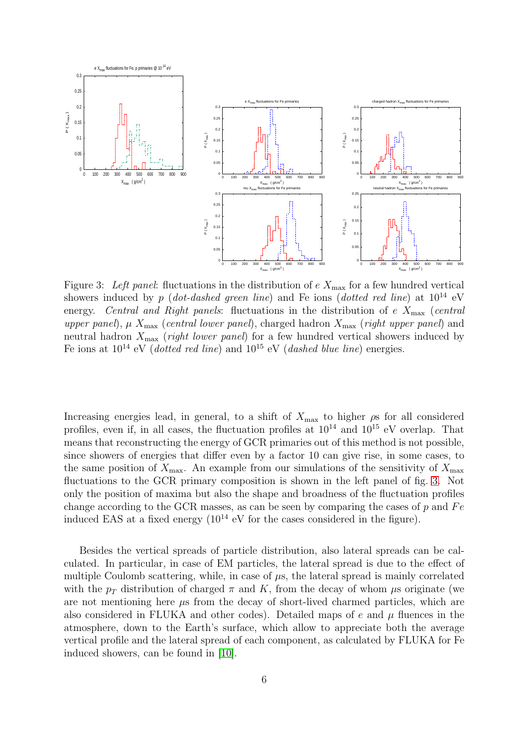Figure 3: *Left panel*: fluctuations in the distribution of $e$ $X_{\max}$ for a few hundred vertical showers induced by $p$ (*dot-dashed green line*) and Fe ions (*dotted red line*) at $10^{14}$ eV energy. *Central and Right panels*: fluctuations in the distribution of $e$ $X_{\max}$ (*central upper panel*), $\mu$ $X_{\max}$ (*central lower panel*), charged hadron $X_{\max}$ (*right upper panel*) and neutral hadron $X_{\max}$ (*right lower panel*) for a few hundred vertical showers induced by Fe ions at $10^{14}$ eV (*dotted red line*) and $10^{15}$ eV (*dashed blue line*) energies.

Increasing energies lead, in general, to a shift of $X_{\max}$ to higher $\rho$s for all considered profiles, even if, in all cases, the fluctuation profiles at $10^{14}$ and $10^{15}$ eV overlap. That means that reconstructing the energy of GCR primaries out of this method is not possible, since showers of energies that differ even by a factor 10 can give rise, in some cases, to the same position of $X_{\max}$. An example from our simulations of the sensitivity of $X_{\max}$ fluctuations to the GCR primary composition is shown in the left panel of fig. 3. Not only the position of maxima but also the shape and broadness of the fluctuation profiles change according to the GCR masses, as can be seen by comparing the cases of $p$ and $Fe$ induced EAS at a fixed energy ($10^{14}$ eV for the cases considered in the figure).

Besides the vertical spreads of particle distribution, also lateral spreads can be calculated. In particular, in case of EM particles, the lateral spread is due to the effect of multiple Coulomb scattering, while, in case of $\mu$s, the lateral spread is mainly correlated with the $p_T$ distribution of charged $\pi$ and $K$, from the decay of whom $\mu$s originate (we are not mentioning here $\mu$s from the decay of short-lived charmed particles, which are also considered in FLUKA and other codes). Detailed maps of $e$ and $\mu$ fluences in the atmosphere, down to the Earth's surface, which allow to appreciate both the average vertical profile and the lateral spread of each component, as calculated by FLUKA for Fe induced showers, can be found in [10].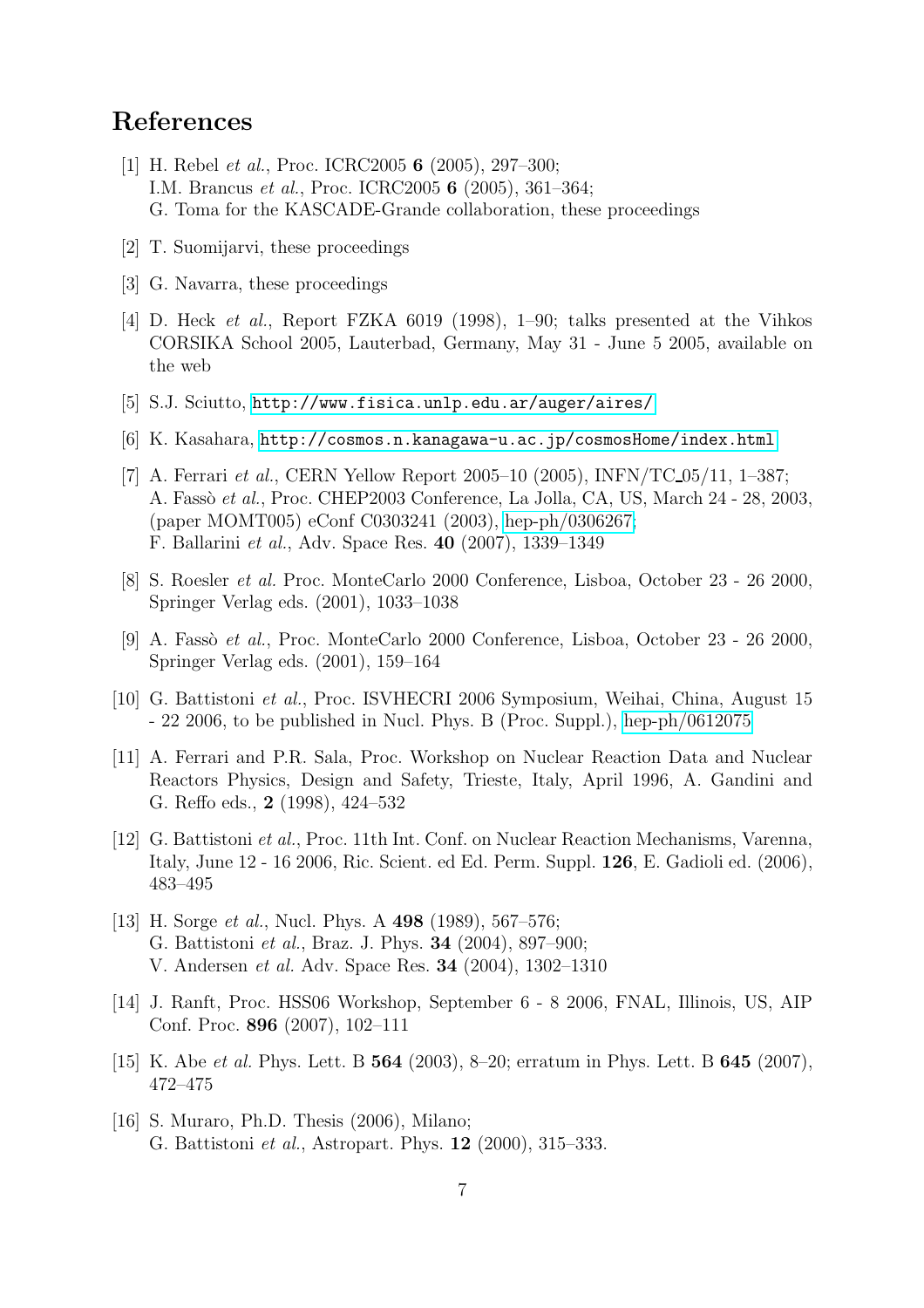# References

[1] H. Rebel *et al.*, Proc. ICRC2005 **6** (2005), 297–300;
I.M. Brancus *et al.*, Proc. ICRC2005 **6** (2005), 361–364;
G. Toma for the KASCADE-Grande collaboration, these proceedings

[2] T. Suomijarvi, these proceedings

[3] G. Navarra, these proceedings

[4] D. Heck *et al.*, Report FZKA 6019 (1998), 1–90; talks presented at the Vihkos CORSIKA School 2005, Lauterbad, Germany, May 31 - June 5 2005, available on the web

[5] S.J. Sciutto, `http://www.fisica.unlp.edu.ar/auger/aires/`

[6] K. Kasahara, `http://cosmos.n.kanagawa-u.ac.jp/cosmosHome/index.html`

[7] A. Ferrari *et al.*, CERN Yellow Report 2005–10 (2005), INFN/TC_05/11, 1–387;
A. Fassò *et al.*, Proc. CHEP2003 Conference, La Jolla, CA, US, March 24 - 28, 2003, (paper MOMT005) eConf C0303241 (2003), hep-ph/0306267;
F. Ballarini *et al.*, Adv. Space Res. **40** (2007), 1339–1349

[8] S. Roesler *et al.* Proc. MonteCarlo 2000 Conference, Lisboa, October 23 - 26 2000, Springer Verlag eds. (2001), 1033–1038

[9] A. Fassò *et al.*, Proc. MonteCarlo 2000 Conference, Lisboa, October 23 - 26 2000, Springer Verlag eds. (2001), 159–164

[10] G. Battistoni *et al.*, Proc. ISVHECRI 2006 Symposium, Weihai, China, August 15 - 22 2006, to be published in Nucl. Phys. B (Proc. Suppl.), hep-ph/0612075

[11] A. Ferrari and P.R. Sala, Proc. Workshop on Nuclear Reaction Data and Nuclear Reactors Physics, Design and Safety, Trieste, Italy, April 1996, A. Gandini and G. Reffo eds., **2** (1998), 424–532

[12] G. Battistoni *et al.*, Proc. 11th Int. Conf. on Nuclear Reaction Mechanisms, Varenna, Italy, June 12 - 16 2006, Ric. Scient. ed Ed. Perm. Suppl. **126**, E. Gadioli ed. (2006), 483–495

[13] H. Sorge *et al.*, Nucl. Phys. A **498** (1989), 567–576;
G. Battistoni *et al.*, Braz. J. Phys. **34** (2004), 897–900;
V. Andersen *et al.* Adv. Space Res. **34** (2004), 1302–1310

[14] J. Ranft, Proc. HSS06 Workshop, September 6 - 8 2006, FNAL, Illinois, US, AIP Conf. Proc. **896** (2007), 102–111

[15] K. Abe *et al.* Phys. Lett. B **564** (2003), 8–20; erratum in Phys. Lett. B **645** (2007), 472–475

[16] S. Muraro, Ph.D. Thesis (2006), Milano;
G. Battistoni *et al.*, Astropart. Phys. **12** (2000), 315–333.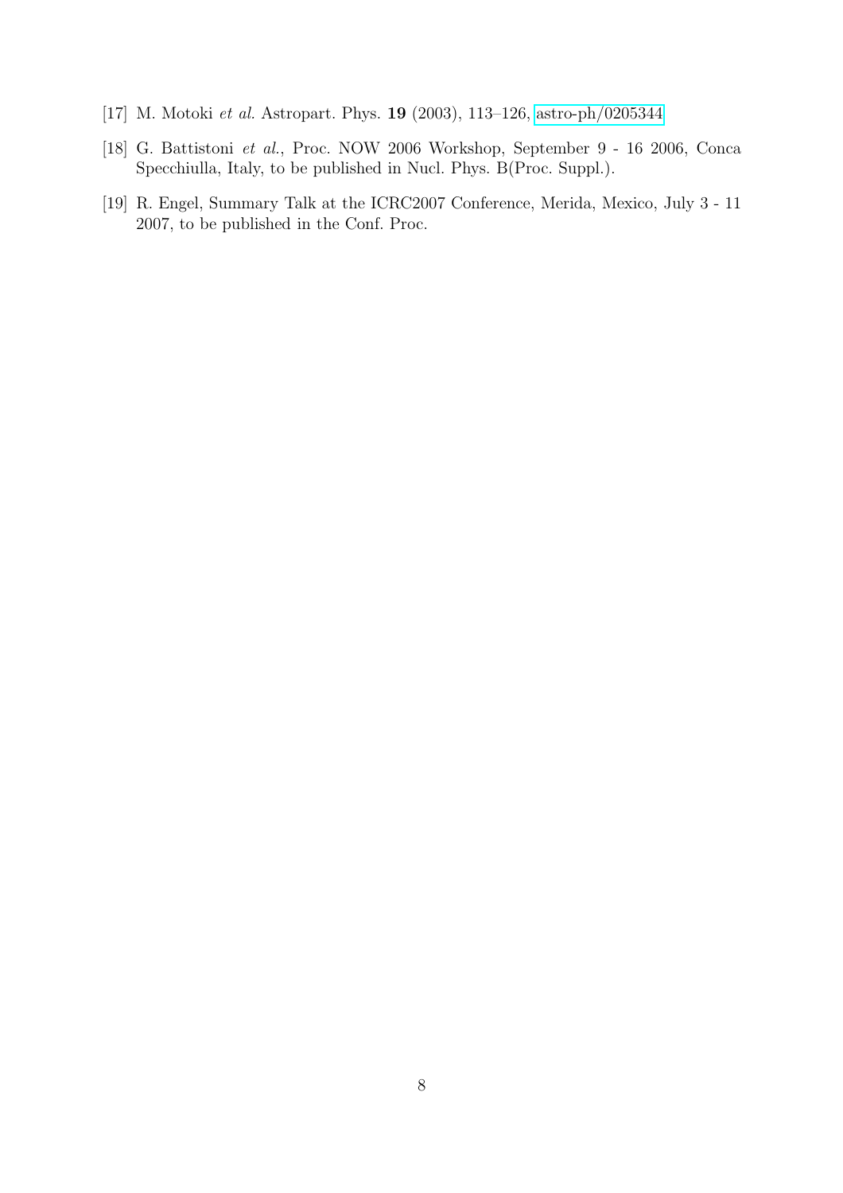[17] M. Motoki *et al.* Astropart. Phys. **19** (2003), 113–126, astro-ph/0205344

[18] G. Battistoni *et al.*, Proc. NOW 2006 Workshop, September 9 - 16 2006, Conca Specchiulla, Italy, to be published in Nucl. Phys. B(Proc. Suppl.).

[19] R. Engel, Summary Talk at the ICRC2007 Conference, Merida, Mexico, July 3 - 11 2007, to be published in the Conf. Proc.